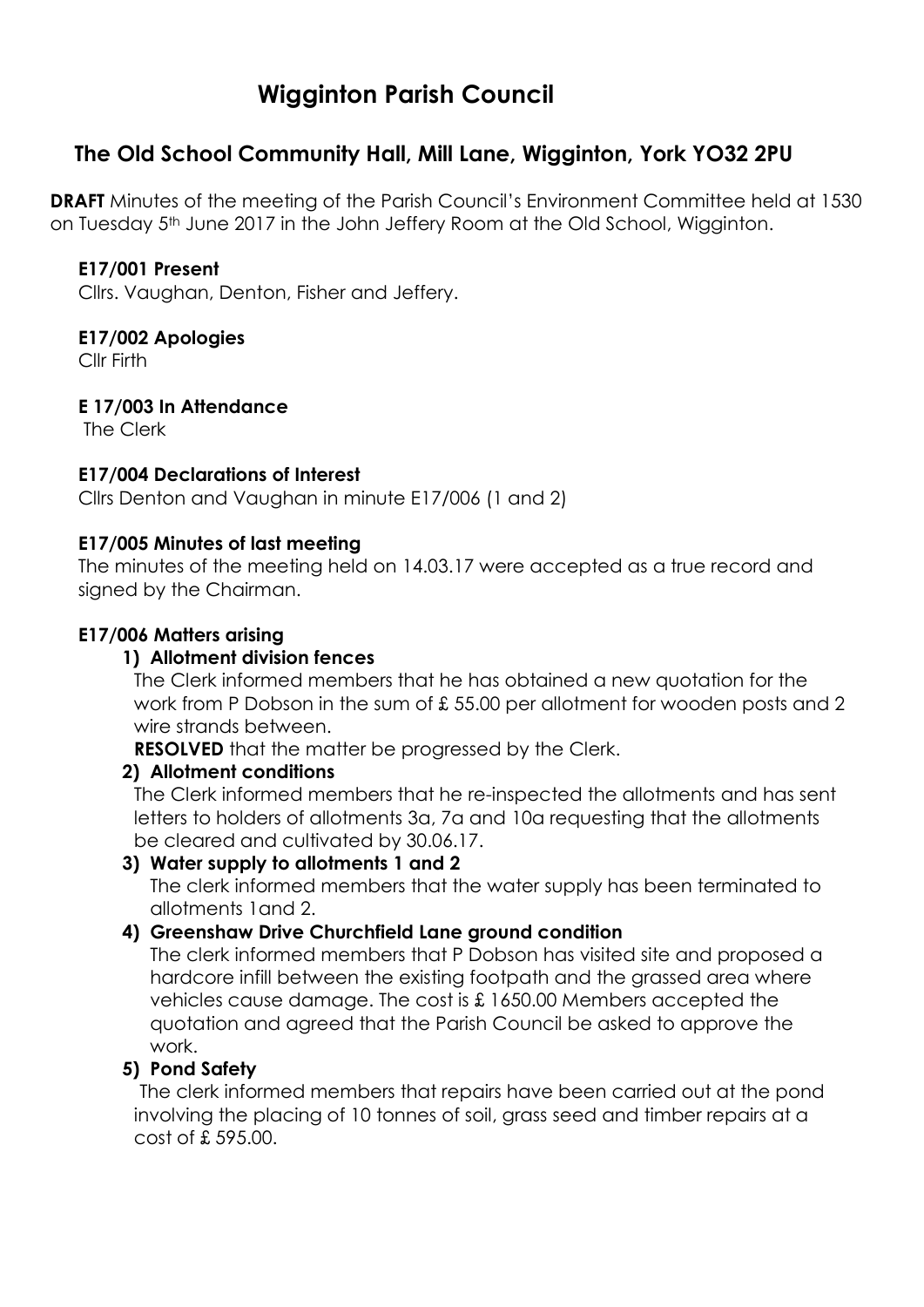# Wigginton Parish Council

## The Old School Community Hall, Mill Lane, Wigginton, York YO32 2PU

**DRAFT** Minutes of the meeting of the Parish Council's Environment Committee held at 1530 on Tuesday 5th June 2017 in the John Jeffery Room at the Old School, Wigginton.

**E17/001 Present**

Cllrs. Vaughan, Denton, Fisher and Jeffery.

**E17/002 Apologies**

Cllr Firth

**E 17/003 In Attendance**

The Clerk

**E17/004 Declarations of Interest**

Cllrs Denton and Vaughan in minute E17/006 (1 and 2)

**E17/005 Minutes of last meeting**

The minutes of the meeting held on 14.03.17 were accepted as a true record and signed by the Chairman.

**E17/006 Matters arising**

1) **Allotment division fences**

   The Clerk informed members that he has obtained a new quotation for the work from P Dobson in the sum of £ 55.00 per allotment for wooden posts and 2 wire strands between.

   **RESOLVED** that the matter be progressed by the Clerk.

2) **Allotment conditions**

   The Clerk informed members that he re-inspected the allotments and has sent letters to holders of allotments 3a, 7a and 10a requesting that the allotments be cleared and cultivated by 30.06.17.

3) **Water supply to allotments 1 and 2**

   The clerk informed members that the water supply has been terminated to allotments 1and 2.

4) **Greenshaw Drive Churchfield Lane ground condition**

   The clerk informed members that P Dobson has visited site and proposed a hardcore infill between the existing footpath and the grassed area where vehicles cause damage. The cost is £ 1650.00 Members accepted the quotation and agreed that the Parish Council be asked to approve the work.

5) **Pond Safety**

   The clerk informed members that repairs have been carried out at the pond involving the placing of 10 tonnes of soil, grass seed and timber repairs at a cost of £ 595.00.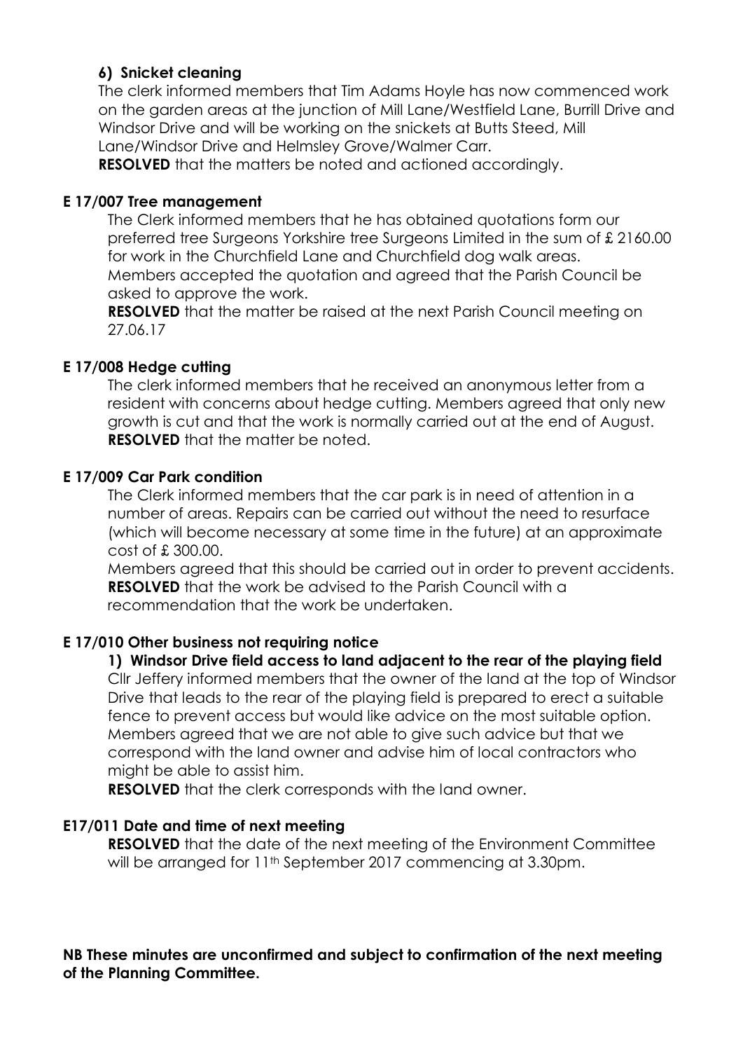**6) Snicket cleaning**

The clerk informed members that Tim Adams Hoyle has now commenced work on the garden areas at the junction of Mill Lane/Westfield Lane, Burrill Drive and Windsor Drive and will be working on the snickets at Butts Steed, Mill Lane/Windsor Drive and Helmsley Grove/Walmer Carr.

**RESOLVED** that the matters be noted and actioned accordingly.

**E 17/007 Tree management**

The Clerk informed members that he has obtained quotations form our preferred tree Surgeons Yorkshire tree Surgeons Limited in the sum of £ 2160.00 for work in the Churchfield Lane and Churchfield dog walk areas.

Members accepted the quotation and agreed that the Parish Council be asked to approve the work.

**RESOLVED** that the matter be raised at the next Parish Council meeting on 27.06.17

**E 17/008 Hedge cutting**

The clerk informed members that he received an anonymous letter from a resident with concerns about hedge cutting. Members agreed that only new growth is cut and that the work is normally carried out at the end of August.

**RESOLVED** that the matter be noted.

**E 17/009 Car Park condition**

The Clerk informed members that the car park is in need of attention in a number of areas. Repairs can be carried out without the need to resurface (which will become necessary at some time in the future) at an approximate cost of £ 300.00.

Members agreed that this should be carried out in order to prevent accidents.

**RESOLVED** that the work be advised to the Parish Council with a recommendation that the work be undertaken.

**E 17/010 Other business not requiring notice**

**1) Windsor Drive field access to land adjacent to the rear of the playing field**

Cllr Jeffery informed members that the owner of the land at the top of Windsor Drive that leads to the rear of the playing field is prepared to erect a suitable fence to prevent access but would like advice on the most suitable option. Members agreed that we are not able to give such advice but that we correspond with the land owner and advise him of local contractors who might be able to assist him.

**RESOLVED** that the clerk corresponds with the land owner.

**E17/011 Date and time of next meeting**

**RESOLVED** that the date of the next meeting of the Environment Committee will be arranged for 11th September 2017 commencing at 3.30pm.

**NB These minutes are unconfirmed and subject to confirmation of the next meeting of the Planning Committee.**